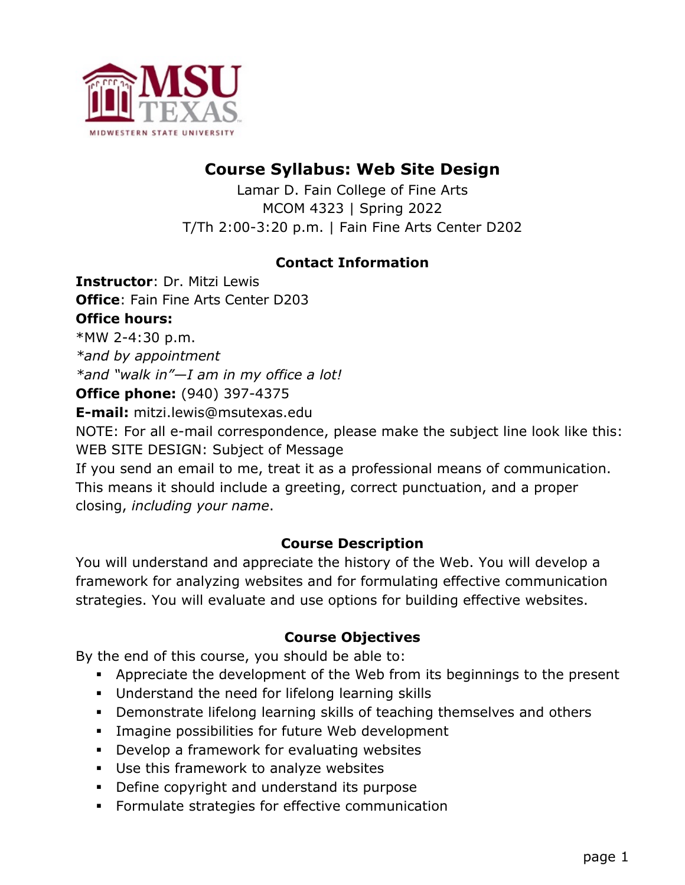# Course Syllabus: Web Site Design

Lamar D. Fain College of Fine Arts
MCOM 4323 | Spring 2022
T/Th 2:00-3:20 p.m. | Fain Fine Arts Center D202

## Contact Information

**Instructor**: Dr. Mitzi Lewis
**Office**: Fain Fine Arts Center D203
**Office hours:**
*MW 2-4:30 p.m.
*\*and by appointment*
*\*and "walk in"—I am in my office a lot!*
**Office phone:** (940) 397-4375
**E-mail:** mitzi.lewis@msutexas.edu
NOTE: For all e-mail correspondence, please make the subject line look like this: WEB SITE DESIGN: Subject of Message
If you send an email to me, treat it as a professional means of communication. This means it should include a greeting, correct punctuation, and a proper closing, *including your name*.

## Course Description

You will understand and appreciate the history of the Web. You will develop a framework for analyzing websites and for formulating effective communication strategies. You will evaluate and use options for building effective websites.

## Course Objectives

By the end of this course, you should be able to:

- Appreciate the development of the Web from its beginnings to the present
- Understand the need for lifelong learning skills
- Demonstrate lifelong learning skills of teaching themselves and others
- Imagine possibilities for future Web development
- Develop a framework for evaluating websites
- Use this framework to analyze websites
- Define copyright and understand its purpose
- Formulate strategies for effective communication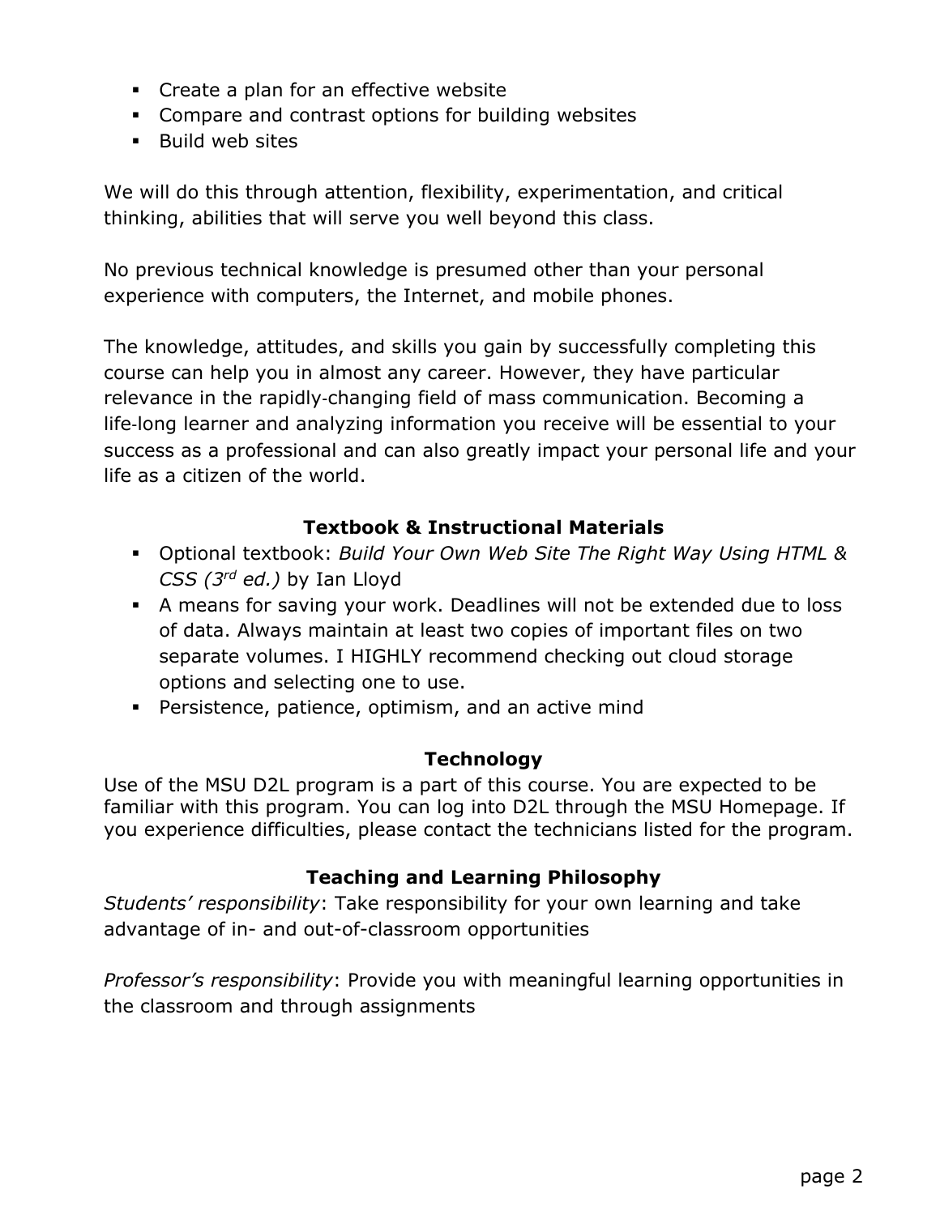- Create a plan for an effective website
- Compare and contrast options for building websites
- Build web sites

We will do this through attention, flexibility, experimentation, and critical thinking, abilities that will serve you well beyond this class.

No previous technical knowledge is presumed other than your personal experience with computers, the Internet, and mobile phones.

The knowledge, attitudes, and skills you gain by successfully completing this course can help you in almost any career. However, they have particular relevance in the rapidly-changing field of mass communication. Becoming a life-long learner and analyzing information you receive will be essential to your success as a professional and can also greatly impact your personal life and your life as a citizen of the world.

## Textbook & Instructional Materials

- Optional textbook: *Build Your Own Web Site The Right Way Using HTML & CSS (3rd ed.)* by Ian Lloyd
- A means for saving your work. Deadlines will not be extended due to loss of data. Always maintain at least two copies of important files on two separate volumes. I HIGHLY recommend checking out cloud storage options and selecting one to use.
- Persistence, patience, optimism, and an active mind

## Technology

Use of the MSU D2L program is a part of this course. You are expected to be familiar with this program. You can log into D2L through the MSU Homepage. If you experience difficulties, please contact the technicians listed for the program.

## Teaching and Learning Philosophy

*Students' responsibility*: Take responsibility for your own learning and take advantage of in- and out-of-classroom opportunities

*Professor's responsibility*: Provide you with meaningful learning opportunities in the classroom and through assignments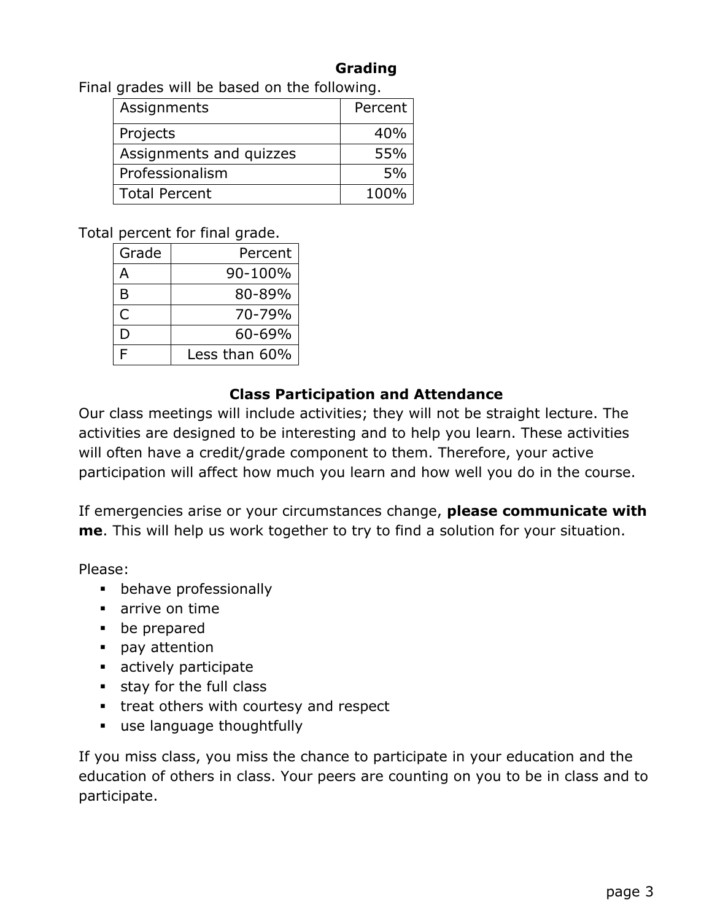## Grading

Final grades will be based on the following.

| Assignments | Percent |
|---|---|
| Projects | 40% |
| Assignments and quizzes | 55% |
| Professionalism | 5% |
| Total Percent | 100% |

Total percent for final grade.

| Grade | Percent |
|---|---|
| A | 90-100% |
| B | 80-89% |
| C | 70-79% |
| D | 60-69% |
| F | Less than 60% |

## Class Participation and Attendance

Our class meetings will include activities; they will not be straight lecture. The activities are designed to be interesting and to help you learn. These activities will often have a credit/grade component to them. Therefore, your active participation will affect how much you learn and how well you do in the course.

If emergencies arise or your circumstances change, **please communicate with me**. This will help us work together to try to find a solution for your situation.

Please:

- behave professionally
- arrive on time
- be prepared
- pay attention
- actively participate
- stay for the full class
- treat others with courtesy and respect
- use language thoughtfully

If you miss class, you miss the chance to participate in your education and the education of others in class. Your peers are counting on you to be in class and to participate.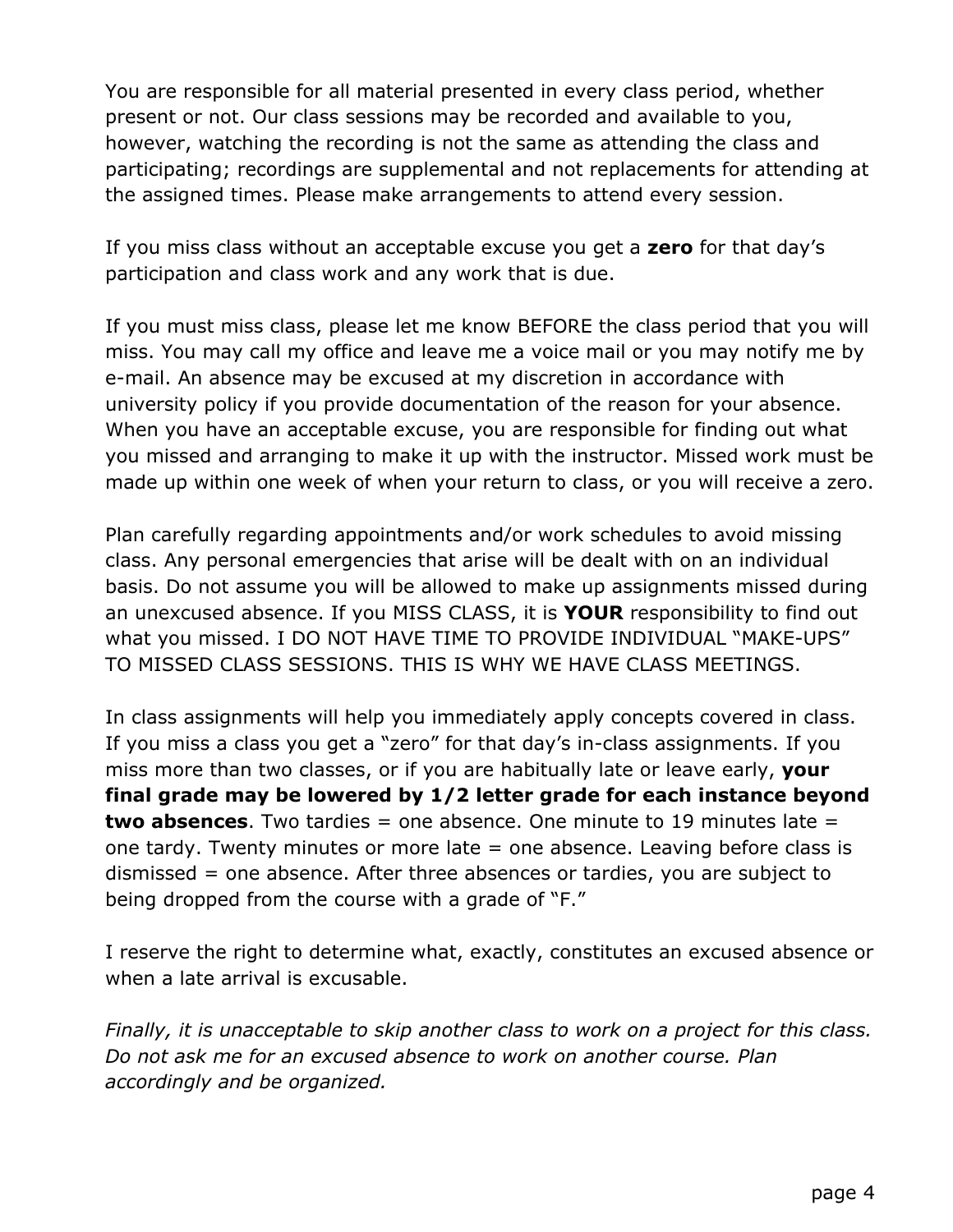You are responsible for all material presented in every class period, whether present or not. Our class sessions may be recorded and available to you, however, watching the recording is not the same as attending the class and participating; recordings are supplemental and not replacements for attending at the assigned times. Please make arrangements to attend every session.

If you miss class without an acceptable excuse you get a **zero** for that day's participation and class work and any work that is due.

If you must miss class, please let me know BEFORE the class period that you will miss. You may call my office and leave me a voice mail or you may notify me by e-mail. An absence may be excused at my discretion in accordance with university policy if you provide documentation of the reason for your absence. When you have an acceptable excuse, you are responsible for finding out what you missed and arranging to make it up with the instructor. Missed work must be made up within one week of when your return to class, or you will receive a zero.

Plan carefully regarding appointments and/or work schedules to avoid missing class. Any personal emergencies that arise will be dealt with on an individual basis. Do not assume you will be allowed to make up assignments missed during an unexcused absence. If you MISS CLASS, it is **YOUR** responsibility to find out what you missed. I DO NOT HAVE TIME TO PROVIDE INDIVIDUAL "MAKE-UPS" TO MISSED CLASS SESSIONS. THIS IS WHY WE HAVE CLASS MEETINGS.

In class assignments will help you immediately apply concepts covered in class. If you miss a class you get a "zero" for that day's in-class assignments. If you miss more than two classes, or if you are habitually late or leave early, **your final grade may be lowered by 1/2 letter grade for each instance beyond two absences**. Two tardies = one absence. One minute to 19 minutes late = one tardy. Twenty minutes or more late = one absence. Leaving before class is dismissed = one absence. After three absences or tardies, you are subject to being dropped from the course with a grade of "F."

I reserve the right to determine what, exactly, constitutes an excused absence or when a late arrival is excusable.

*Finally, it is unacceptable to skip another class to work on a project for this class. Do not ask me for an excused absence to work on another course. Plan accordingly and be organized.*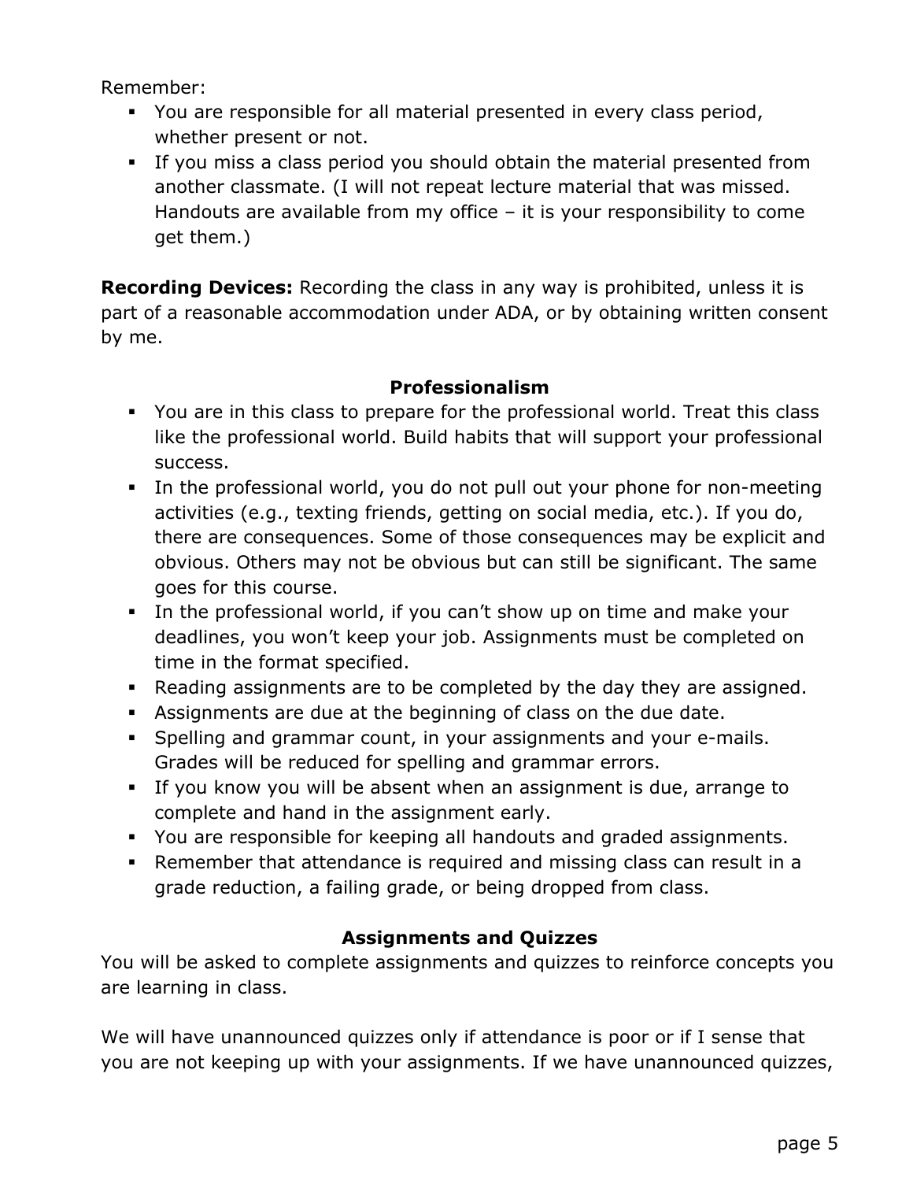Remember:

- You are responsible for all material presented in every class period, whether present or not.
- If you miss a class period you should obtain the material presented from another classmate. (I will not repeat lecture material that was missed. Handouts are available from my office – it is your responsibility to come get them.)

**Recording Devices:** Recording the class in any way is prohibited, unless it is part of a reasonable accommodation under ADA, or by obtaining written consent by me.

## Professionalism

- You are in this class to prepare for the professional world. Treat this class like the professional world. Build habits that will support your professional success.
- In the professional world, you do not pull out your phone for non-meeting activities (e.g., texting friends, getting on social media, etc.). If you do, there are consequences. Some of those consequences may be explicit and obvious. Others may not be obvious but can still be significant. The same goes for this course.
- In the professional world, if you can't show up on time and make your deadlines, you won't keep your job. Assignments must be completed on time in the format specified.
- Reading assignments are to be completed by the day they are assigned.
- Assignments are due at the beginning of class on the due date.
- Spelling and grammar count, in your assignments and your e-mails. Grades will be reduced for spelling and grammar errors.
- If you know you will be absent when an assignment is due, arrange to complete and hand in the assignment early.
- You are responsible for keeping all handouts and graded assignments.
- Remember that attendance is required and missing class can result in a grade reduction, a failing grade, or being dropped from class.

## Assignments and Quizzes

You will be asked to complete assignments and quizzes to reinforce concepts you are learning in class.

We will have unannounced quizzes only if attendance is poor or if I sense that you are not keeping up with your assignments. If we have unannounced quizzes,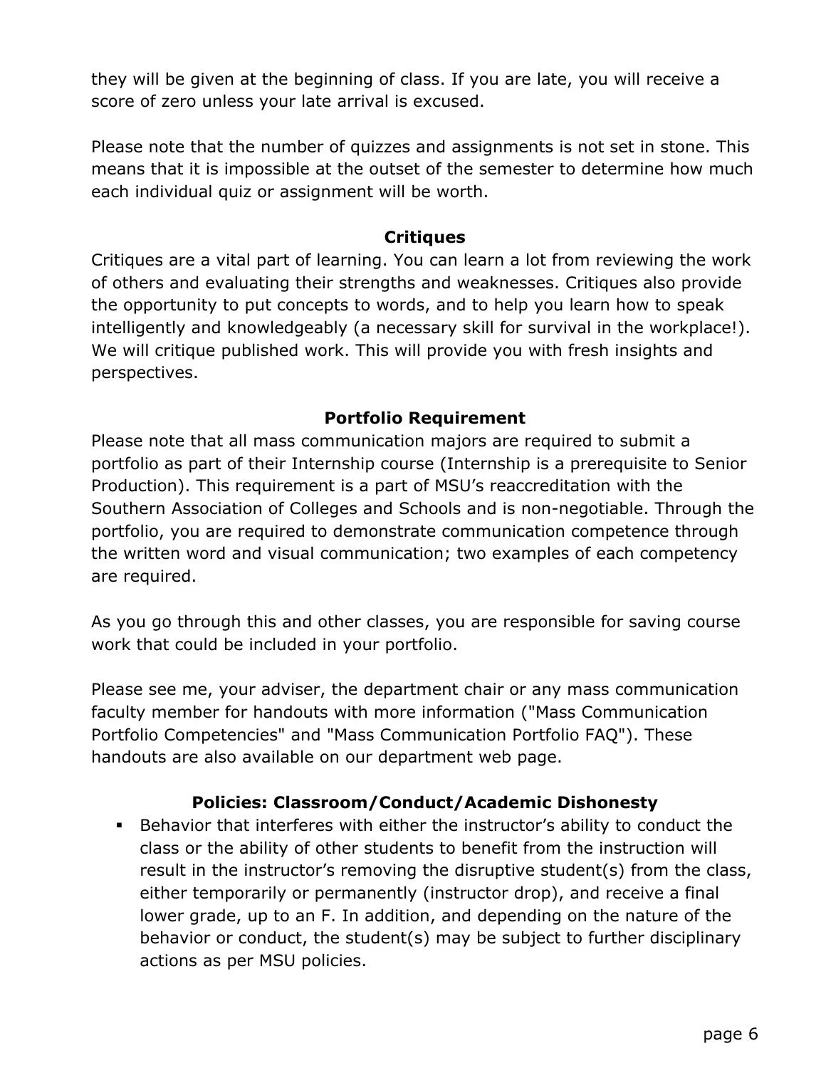they will be given at the beginning of class. If you are late, you will receive a score of zero unless your late arrival is excused.

Please note that the number of quizzes and assignments is not set in stone. This means that it is impossible at the outset of the semester to determine how much each individual quiz or assignment will be worth.

### Critiques

Critiques are a vital part of learning. You can learn a lot from reviewing the work of others and evaluating their strengths and weaknesses. Critiques also provide the opportunity to put concepts to words, and to help you learn how to speak intelligently and knowledgeably (a necessary skill for survival in the workplace!). We will critique published work. This will provide you with fresh insights and perspectives.

### Portfolio Requirement

Please note that all mass communication majors are required to submit a portfolio as part of their Internship course (Internship is a prerequisite to Senior Production). This requirement is a part of MSU's reaccreditation with the Southern Association of Colleges and Schools and is non-negotiable. Through the portfolio, you are required to demonstrate communication competence through the written word and visual communication; two examples of each competency are required.

As you go through this and other classes, you are responsible for saving course work that could be included in your portfolio.

Please see me, your adviser, the department chair or any mass communication faculty member for handouts with more information ("Mass Communication Portfolio Competencies" and "Mass Communication Portfolio FAQ"). These handouts are also available on our department web page.

### Policies: Classroom/Conduct/Academic Dishonesty

- Behavior that interferes with either the instructor's ability to conduct the class or the ability of other students to benefit from the instruction will result in the instructor's removing the disruptive student(s) from the class, either temporarily or permanently (instructor drop), and receive a final lower grade, up to an F. In addition, and depending on the nature of the behavior or conduct, the student(s) may be subject to further disciplinary actions as per MSU policies.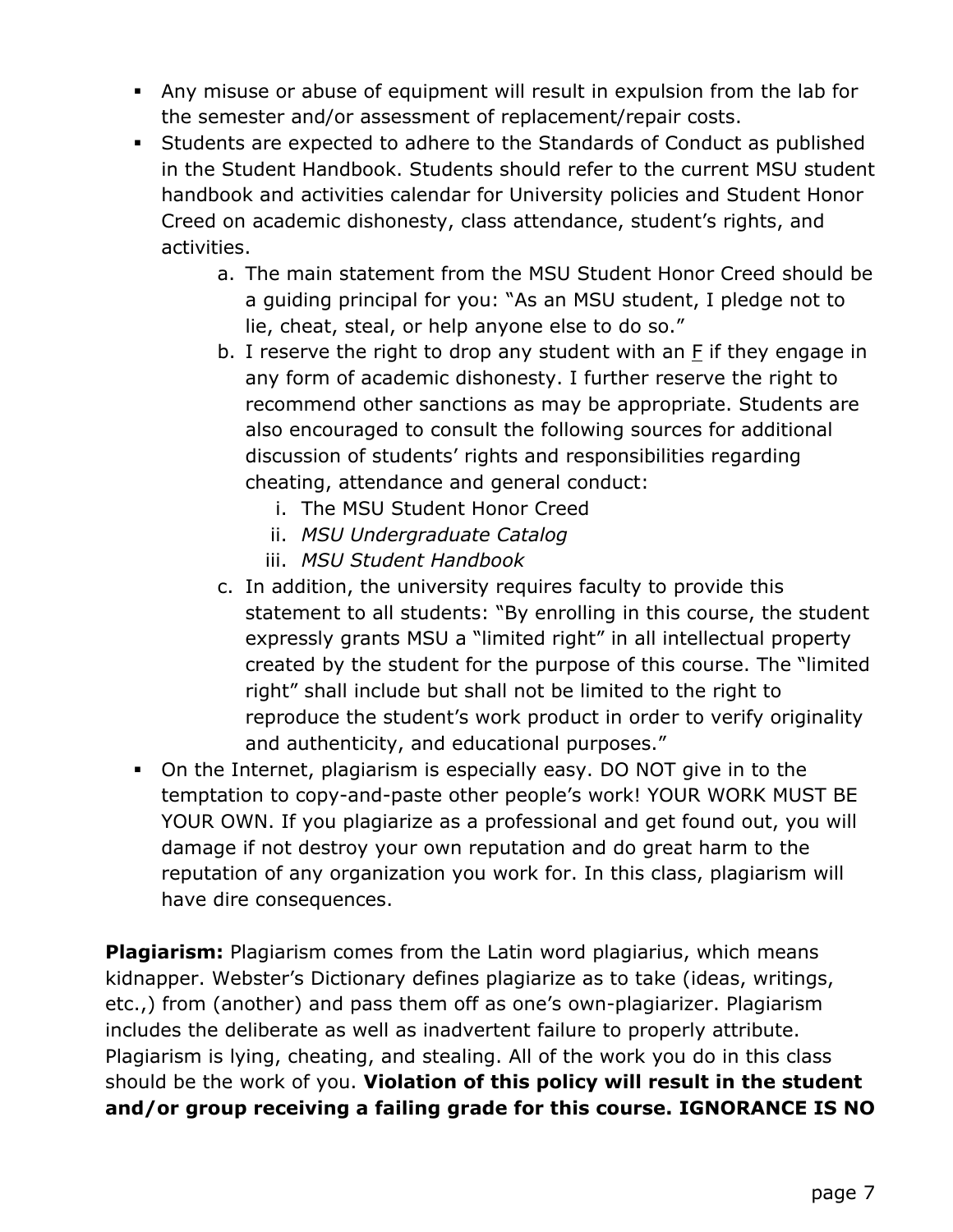- Any misuse or abuse of equipment will result in expulsion from the lab for the semester and/or assessment of replacement/repair costs.
- Students are expected to adhere to the Standards of Conduct as published in the Student Handbook. Students should refer to the current MSU student handbook and activities calendar for University policies and Student Honor Creed on academic dishonesty, class attendance, student's rights, and activities.
  a. The main statement from the MSU Student Honor Creed should be a guiding principal for you: "As an MSU student, I pledge not to lie, cheat, steal, or help anyone else to do so."
  b. I reserve the right to drop any student with an <u>F</u> if they engage in any form of academic dishonesty. I further reserve the right to recommend other sanctions as may be appropriate. Students are also encouraged to consult the following sources for additional discussion of students' rights and responsibilities regarding cheating, attendance and general conduct:
     i. The MSU Student Honor Creed
     ii. *MSU Undergraduate Catalog*
     iii. *MSU Student Handbook*
  c. In addition, the university requires faculty to provide this statement to all students: "By enrolling in this course, the student expressly grants MSU a "limited right" in all intellectual property created by the student for the purpose of this course. The "limited right" shall include but shall not be limited to the right to reproduce the student's work product in order to verify originality and authenticity, and educational purposes."
- On the Internet, plagiarism is especially easy. DO NOT give in to the temptation to copy-and-paste other people's work! YOUR WORK MUST BE YOUR OWN. If you plagiarize as a professional and get found out, you will damage if not destroy your own reputation and do great harm to the reputation of any organization you work for. In this class, plagiarism will have dire consequences.

**Plagiarism:** Plagiarism comes from the Latin word plagiarius, which means kidnapper. Webster's Dictionary defines plagiarize as to take (ideas, writings, etc.,) from (another) and pass them off as one's own-plagiarizer. Plagiarism includes the deliberate as well as inadvertent failure to properly attribute. Plagiarism is lying, cheating, and stealing. All of the work you do in this class should be the work of you. **Violation of this policy will result in the student and/or group receiving a failing grade for this course. IGNORANCE IS NO**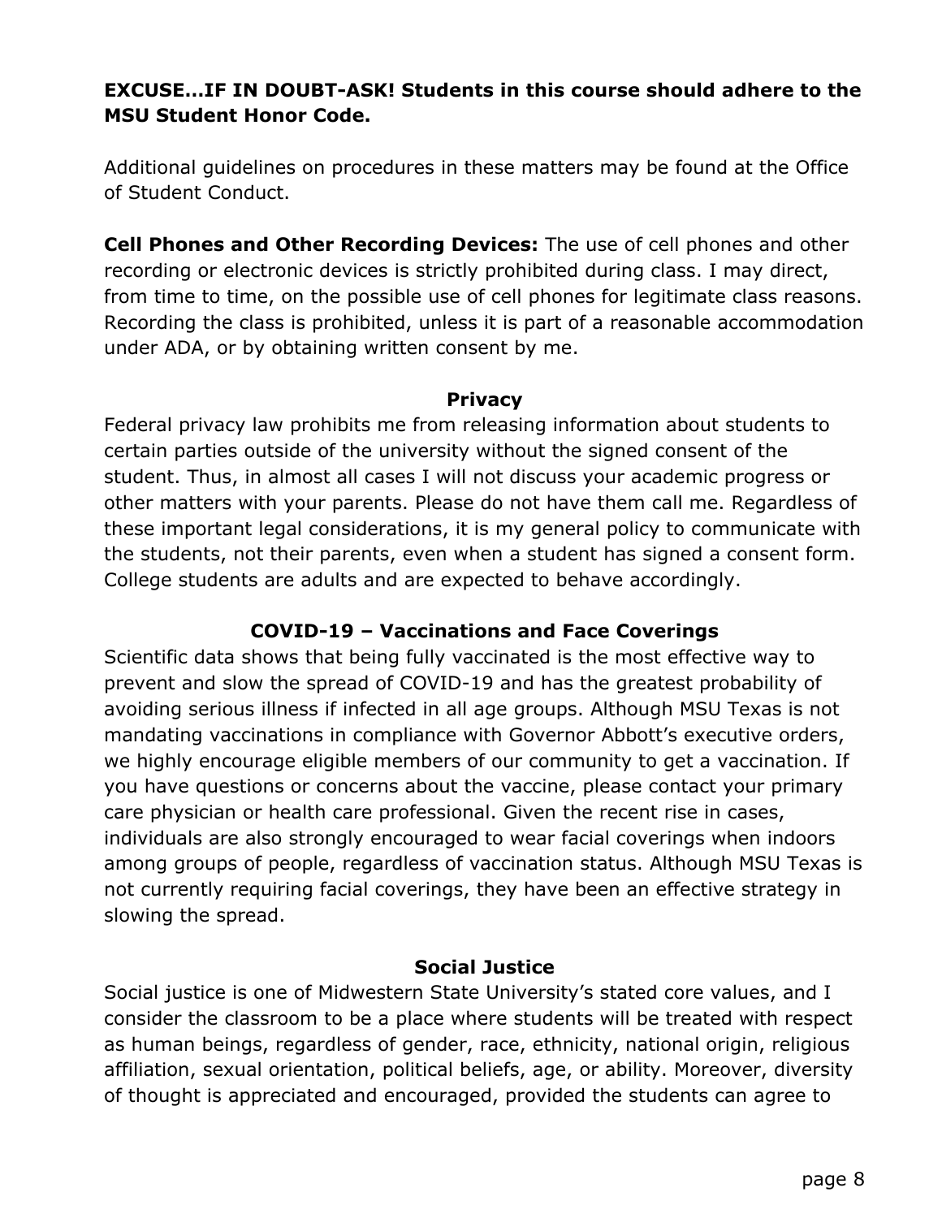**EXCUSE…IF IN DOUBT-ASK! Students in this course should adhere to the MSU Student Honor Code.**

Additional guidelines on procedures in these matters may be found at the Office of Student Conduct.

**Cell Phones and Other Recording Devices:** The use of cell phones and other recording or electronic devices is strictly prohibited during class. I may direct, from time to time, on the possible use of cell phones for legitimate class reasons. Recording the class is prohibited, unless it is part of a reasonable accommodation under ADA, or by obtaining written consent by me.

## Privacy

Federal privacy law prohibits me from releasing information about students to certain parties outside of the university without the signed consent of the student. Thus, in almost all cases I will not discuss your academic progress or other matters with your parents. Please do not have them call me. Regardless of these important legal considerations, it is my general policy to communicate with the students, not their parents, even when a student has signed a consent form. College students are adults and are expected to behave accordingly.

## COVID-19 – Vaccinations and Face Coverings

Scientific data shows that being fully vaccinated is the most effective way to prevent and slow the spread of COVID-19 and has the greatest probability of avoiding serious illness if infected in all age groups. Although MSU Texas is not mandating vaccinations in compliance with Governor Abbott's executive orders, we highly encourage eligible members of our community to get a vaccination. If you have questions or concerns about the vaccine, please contact your primary care physician or health care professional. Given the recent rise in cases, individuals are also strongly encouraged to wear facial coverings when indoors among groups of people, regardless of vaccination status. Although MSU Texas is not currently requiring facial coverings, they have been an effective strategy in slowing the spread.

## Social Justice

Social justice is one of Midwestern State University's stated core values, and I consider the classroom to be a place where students will be treated with respect as human beings, regardless of gender, race, ethnicity, national origin, religious affiliation, sexual orientation, political beliefs, age, or ability. Moreover, diversity of thought is appreciated and encouraged, provided the students can agree to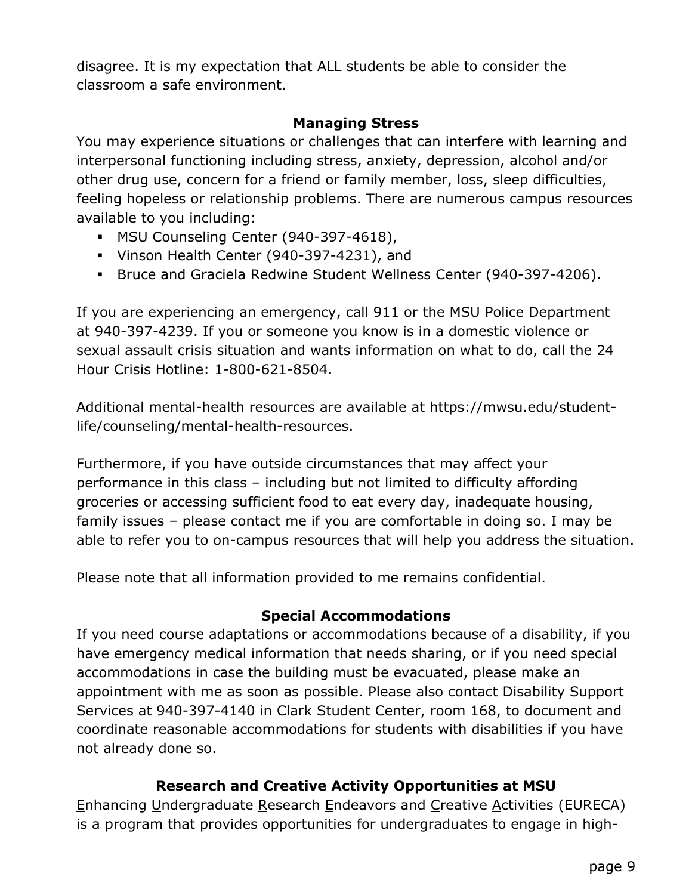disagree. It is my expectation that ALL students be able to consider the classroom a safe environment.

## Managing Stress

You may experience situations or challenges that can interfere with learning and interpersonal functioning including stress, anxiety, depression, alcohol and/or other drug use, concern for a friend or family member, loss, sleep difficulties, feeling hopeless or relationship problems. There are numerous campus resources available to you including:

- MSU Counseling Center (940-397-4618),
- Vinson Health Center (940-397-4231), and
- Bruce and Graciela Redwine Student Wellness Center (940-397-4206).

If you are experiencing an emergency, call 911 or the MSU Police Department at 940-397-4239. If you or someone you know is in a domestic violence or sexual assault crisis situation and wants information on what to do, call the 24 Hour Crisis Hotline: 1-800-621-8504.

Additional mental-health resources are available at https://mwsu.edu/student-life/counseling/mental-health-resources.

Furthermore, if you have outside circumstances that may affect your performance in this class – including but not limited to difficulty affording groceries or accessing sufficient food to eat every day, inadequate housing, family issues – please contact me if you are comfortable in doing so. I may be able to refer you to on-campus resources that will help you address the situation.

Please note that all information provided to me remains confidential.

## Special Accommodations

If you need course adaptations or accommodations because of a disability, if you have emergency medical information that needs sharing, or if you need special accommodations in case the building must be evacuated, please make an appointment with me as soon as possible. Please also contact Disability Support Services at 940-397-4140 in Clark Student Center, room 168, to document and coordinate reasonable accommodations for students with disabilities if you have not already done so.

## Research and Creative Activity Opportunities at MSU

<u>E</u>nhancing <u>U</u>ndergraduate <u>R</u>esearch <u>E</u>ndeavors and <u>C</u>reative <u>A</u>ctivities (EURECA) is a program that provides opportunities for undergraduates to engage in high-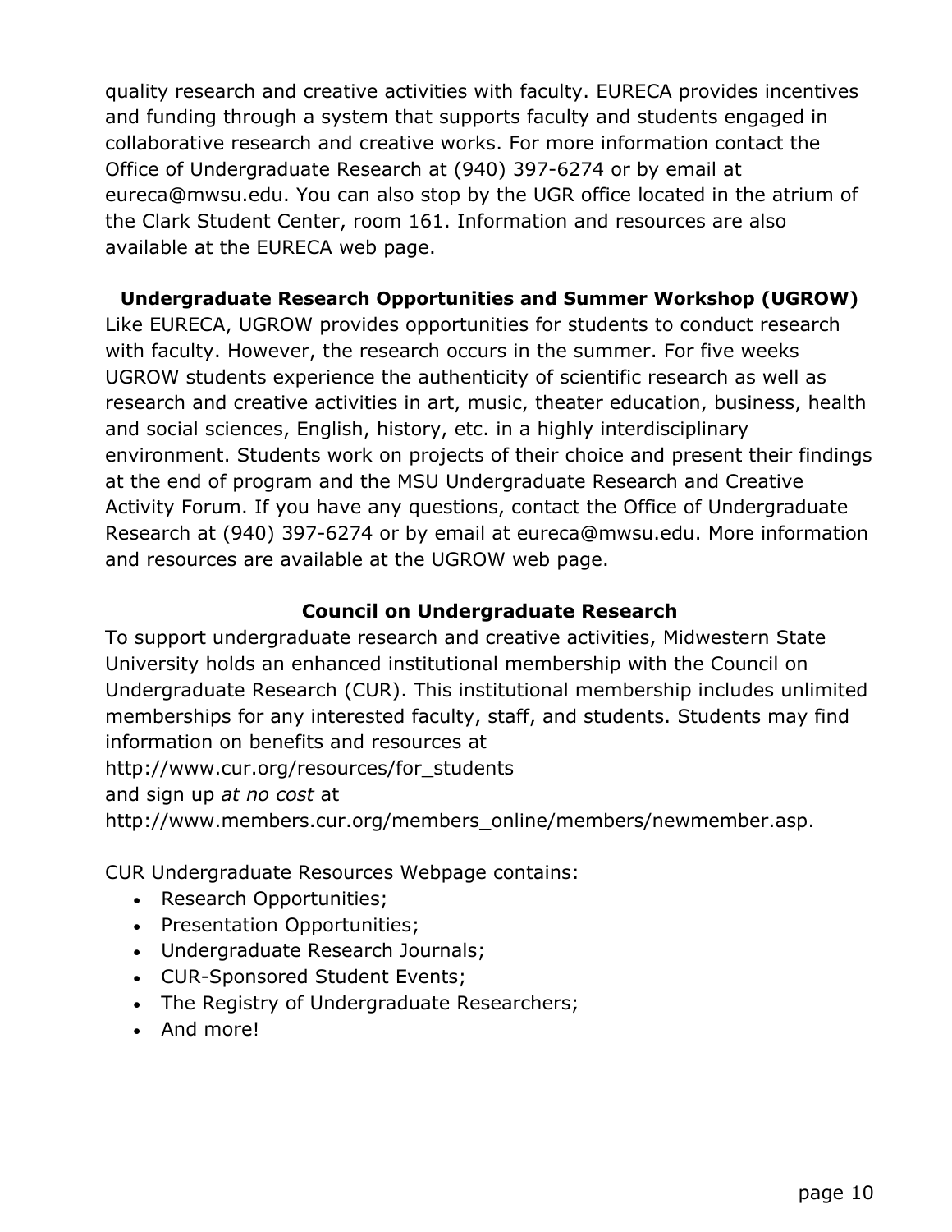quality research and creative activities with faculty. EURECA provides incentives and funding through a system that supports faculty and students engaged in collaborative research and creative works. For more information contact the Office of Undergraduate Research at (940) 397-6274 or by email at eureca@mwsu.edu. You can also stop by the UGR office located in the atrium of the Clark Student Center, room 161. Information and resources are also available at the EURECA web page.

### Undergraduate Research Opportunities and Summer Workshop (UGROW)

Like EURECA, UGROW provides opportunities for students to conduct research with faculty. However, the research occurs in the summer. For five weeks UGROW students experience the authenticity of scientific research as well as research and creative activities in art, music, theater education, business, health and social sciences, English, history, etc. in a highly interdisciplinary environment. Students work on projects of their choice and present their findings at the end of program and the MSU Undergraduate Research and Creative Activity Forum. If you have any questions, contact the Office of Undergraduate Research at (940) 397-6274 or by email at eureca@mwsu.edu. More information and resources are available at the UGROW web page.

### Council on Undergraduate Research

To support undergraduate research and creative activities, Midwestern State University holds an enhanced institutional membership with the Council on Undergraduate Research (CUR). This institutional membership includes unlimited memberships for any interested faculty, staff, and students. Students may find information on benefits and resources at
http://www.cur.org/resources/for_students
and sign up *at no cost* at
http://www.members.cur.org/members_online/members/newmember.asp.

CUR Undergraduate Resources Webpage contains:

- Research Opportunities;
- Presentation Opportunities;
- Undergraduate Research Journals;
- CUR-Sponsored Student Events;
- The Registry of Undergraduate Researchers;
- And more!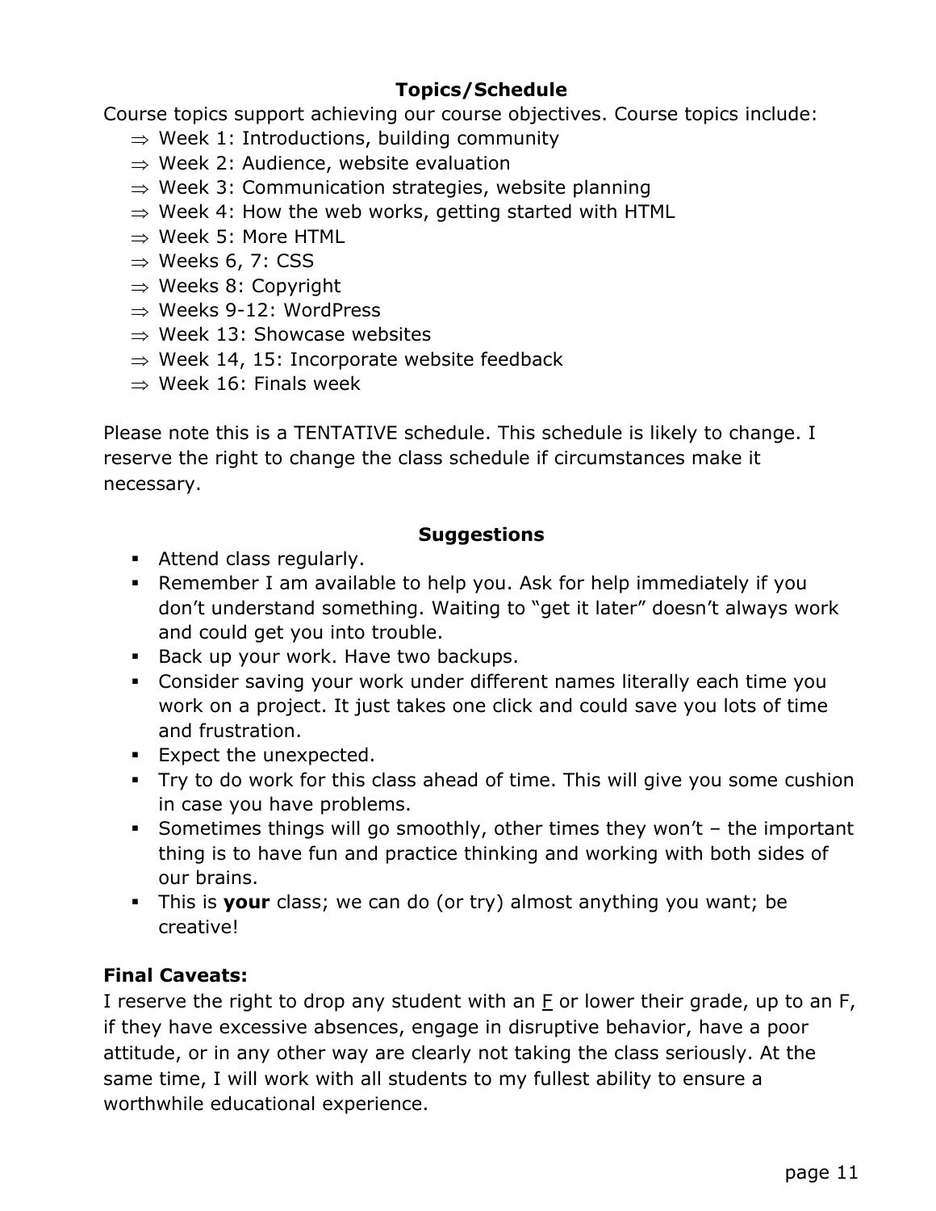## Topics/Schedule

Course topics support achieving our course objectives. Course topics include:

- ⇒ Week 1: Introductions, building community
- ⇒ Week 2: Audience, website evaluation
- ⇒ Week 3: Communication strategies, website planning
- ⇒ Week 4: How the web works, getting started with HTML
- ⇒ Week 5: More HTML
- ⇒ Weeks 6, 7: CSS
- ⇒ Weeks 8: Copyright
- ⇒ Weeks 9-12: WordPress
- ⇒ Week 13: Showcase websites
- ⇒ Week 14, 15: Incorporate website feedback
- ⇒ Week 16: Finals week

Please note this is a TENTATIVE schedule. This schedule is likely to change. I reserve the right to change the class schedule if circumstances make it necessary.

## Suggestions

- Attend class regularly.
- Remember I am available to help you. Ask for help immediately if you don't understand something. Waiting to "get it later" doesn't always work and could get you into trouble.
- Back up your work. Have two backups.
- Consider saving your work under different names literally each time you work on a project. It just takes one click and could save you lots of time and frustration.
- Expect the unexpected.
- Try to do work for this class ahead of time. This will give you some cushion in case you have problems.
- Sometimes things will go smoothly, other times they won't – the important thing is to have fun and practice thinking and working with both sides of our brains.
- This is **your** class; we can do (or try) almost anything you want; be creative!

**Final Caveats:**

I reserve the right to drop any student with an F or lower their grade, up to an F, if they have excessive absences, engage in disruptive behavior, have a poor attitude, or in any other way are clearly not taking the class seriously. At the same time, I will work with all students to my fullest ability to ensure a worthwhile educational experience.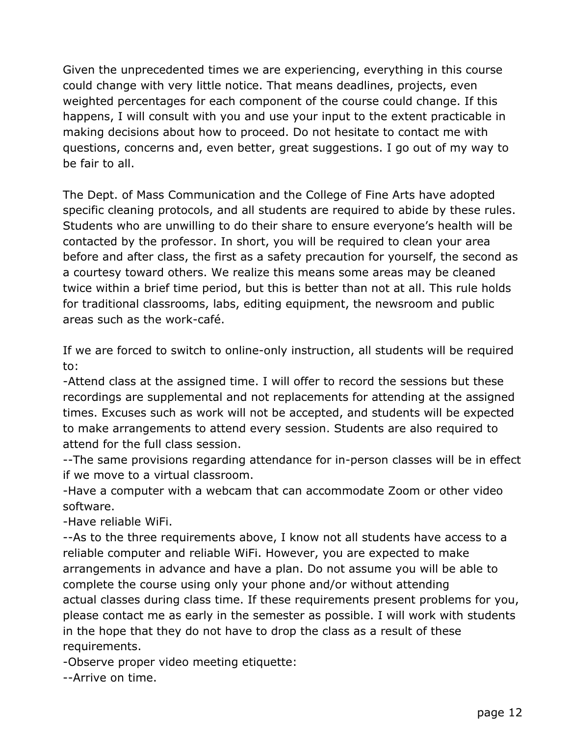Given the unprecedented times we are experiencing, everything in this course could change with very little notice. That means deadlines, projects, even weighted percentages for each component of the course could change. If this happens, I will consult with you and use your input to the extent practicable in making decisions about how to proceed. Do not hesitate to contact me with questions, concerns and, even better, great suggestions. I go out of my way to be fair to all.

The Dept. of Mass Communication and the College of Fine Arts have adopted specific cleaning protocols, and all students are required to abide by these rules. Students who are unwilling to do their share to ensure everyone's health will be contacted by the professor. In short, you will be required to clean your area before and after class, the first as a safety precaution for yourself, the second as a courtesy toward others. We realize this means some areas may be cleaned twice within a brief time period, but this is better than not at all. This rule holds for traditional classrooms, labs, editing equipment, the newsroom and public areas such as the work-café.

If we are forced to switch to online-only instruction, all students will be required to:

-Attend class at the assigned time. I will offer to record the sessions but these recordings are supplemental and not replacements for attending at the assigned times. Excuses such as work will not be accepted, and students will be expected to make arrangements to attend every session. Students are also required to attend for the full class session.

--The same provisions regarding attendance for in-person classes will be in effect if we move to a virtual classroom.

-Have a computer with a webcam that can accommodate Zoom or other video software.

-Have reliable WiFi.

--As to the three requirements above, I know not all students have access to a reliable computer and reliable WiFi. However, you are expected to make arrangements in advance and have a plan. Do not assume you will be able to complete the course using only your phone and/or without attending actual classes during class time. If these requirements present problems for you, please contact me as early in the semester as possible. I will work with students in the hope that they do not have to drop the class as a result of these requirements.

-Observe proper video meeting etiquette:

--Arrive on time.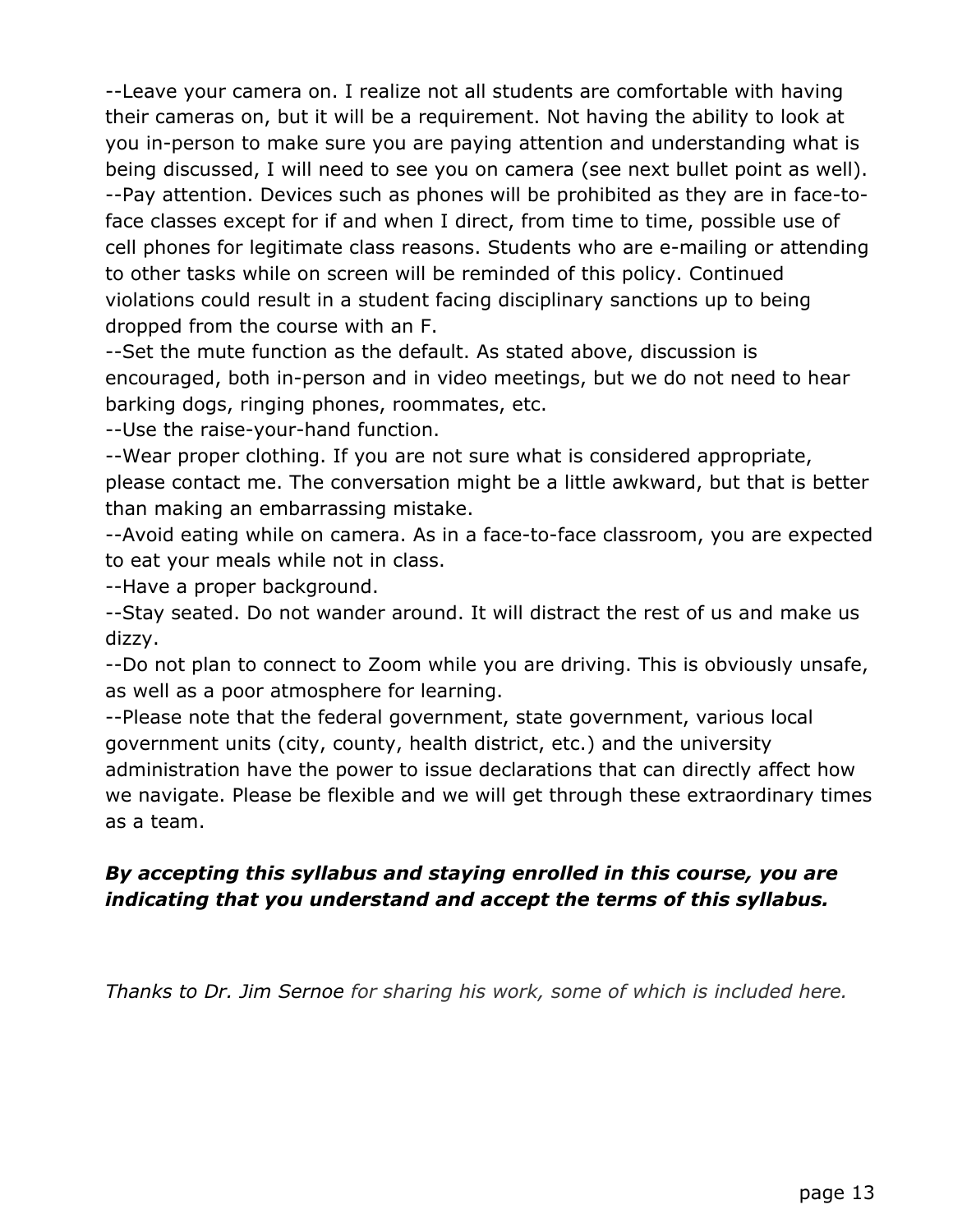--Leave your camera on. I realize not all students are comfortable with having their cameras on, but it will be a requirement. Not having the ability to look at you in-person to make sure you are paying attention and understanding what is being discussed, I will need to see you on camera (see next bullet point as well).

--Pay attention. Devices such as phones will be prohibited as they are in face-to-face classes except for if and when I direct, from time to time, possible use of cell phones for legitimate class reasons. Students who are e-mailing or attending to other tasks while on screen will be reminded of this policy. Continued violations could result in a student facing disciplinary sanctions up to being dropped from the course with an F.

--Set the mute function as the default. As stated above, discussion is encouraged, both in-person and in video meetings, but we do not need to hear barking dogs, ringing phones, roommates, etc.

--Use the raise-your-hand function.

--Wear proper clothing. If you are not sure what is considered appropriate, please contact me. The conversation might be a little awkward, but that is better than making an embarrassing mistake.

--Avoid eating while on camera. As in a face-to-face classroom, you are expected to eat your meals while not in class.

--Have a proper background.

--Stay seated. Do not wander around. It will distract the rest of us and make us dizzy.

--Do not plan to connect to Zoom while you are driving. This is obviously unsafe, as well as a poor atmosphere for learning.

--Please note that the federal government, state government, various local government units (city, county, health district, etc.) and the university administration have the power to issue declarations that can directly affect how we navigate. Please be flexible and we will get through these extraordinary times as a team.

***By accepting this syllabus and staying enrolled in this course, you are indicating that you understand and accept the terms of this syllabus.***

*Thanks to Dr. Jim Sernoe for sharing his work, some of which is included here.*